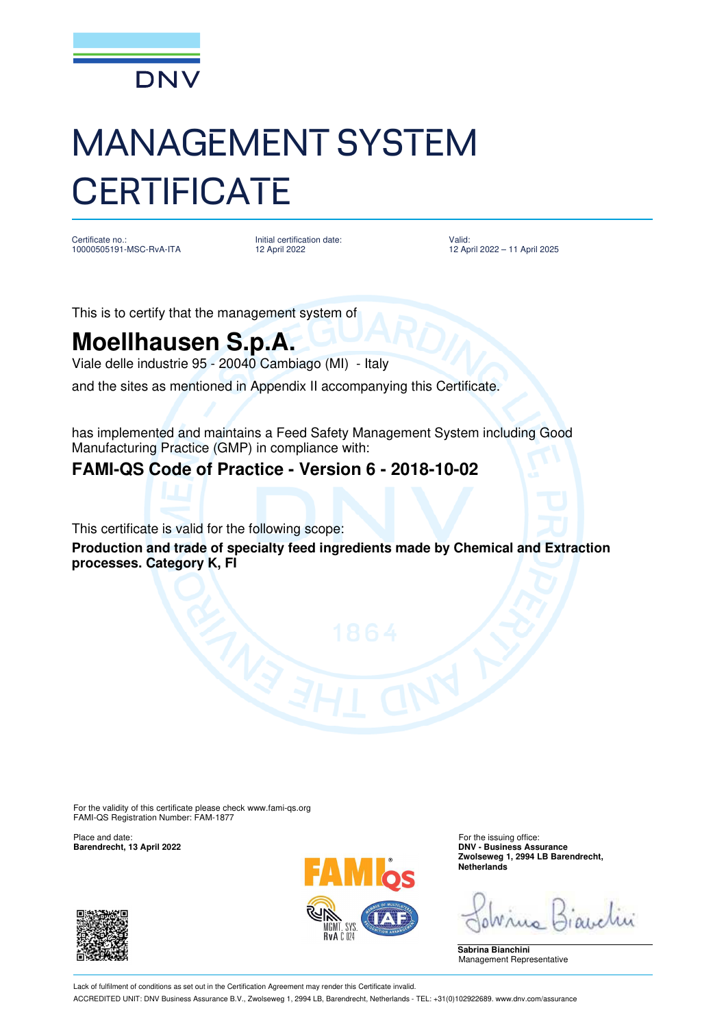DNV

# MANAGEMENT SYSTEM CERTIFICATE

Certificate no.:
10000505191-MSC-RvA-ITA

Initial certification date:
12 April 2022

Valid:
12 April 2022 – 11 April 2025

This is to certify that the management system of

## Moellhausen S.p.A.

Viale delle industrie 95 - 20040 Cambiago (MI) - Italy

and the sites as mentioned in Appendix II accompanying this Certificate.

has implemented and maintains a Feed Safety Management System including Good Manufacturing Practice (GMP) in compliance with:

### FAMI-QS Code of Practice - Version 6 - 2018-10-02

This certificate is valid for the following scope:

**Production and trade of specialty feed ingredients made by Chemical and Extraction processes. Category K, FI**

For the validity of this certificate please check www.fami-qs.org
FAMI-QS Registration Number: FAM-1877

Place and date:
**Barendrecht, 13 April 2022**

For the issuing office:
**DNV - Business Assurance**
**Zwolseweg 1, 2994 LB Barendrecht, Netherlands**

**Sabrina Bianchini**
Management Representative

MGMT. SYS. RvA C 024

Lack of fulfilment of conditions as set out in the Certification Agreement may render this Certificate invalid.
ACCREDITED UNIT: DNV Business Assurance B.V., Zwolseweg 1, 2994 LB, Barendrecht, Netherlands - TEL: +31(0)102922689. www.dnv.com/assurance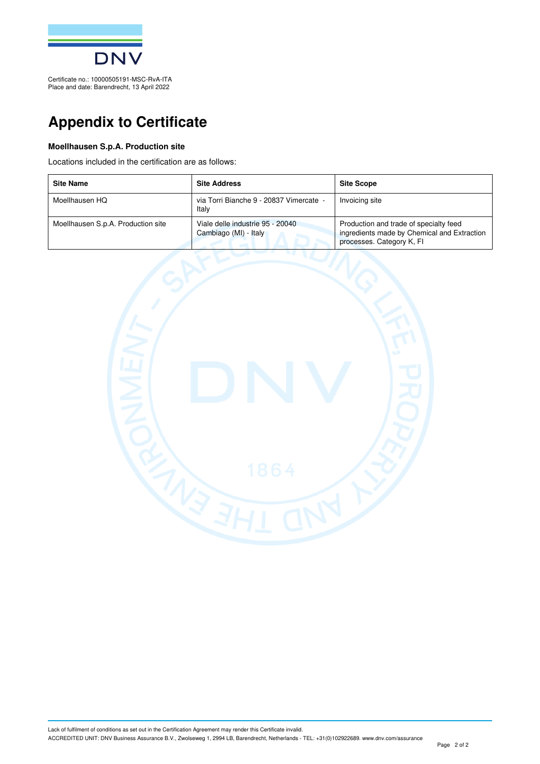Certificate no.: 10000505191-MSC-RvA-ITA
Place and date: Barendrecht, 13 April 2022

# Appendix to Certificate

**Moellhausen S.p.A. Production site**

Locations included in the certification are as follows:

| Site Name | Site Address | Site Scope |
|---|---|---|
| Moellhausen HQ | via Torri Bianche 9 - 20837 Vimercate - Italy | Invoicing site |
| Moellhausen S.p.A. Production site | Viale delle industrie 95 - 20040 Cambiago (MI) - Italy | Production and trade of specialty feed ingredients made by Chemical and Extraction processes. Category K, FI |

Lack of fulfilment of conditions as set out in the Certification Agreement may render this Certificate invalid.
ACCREDITED UNIT: DNV Business Assurance B.V., Zwolseweg 1, 2994 LB, Barendrecht, Netherlands - TEL: +31(0)102922689. www.dnv.com/assurance